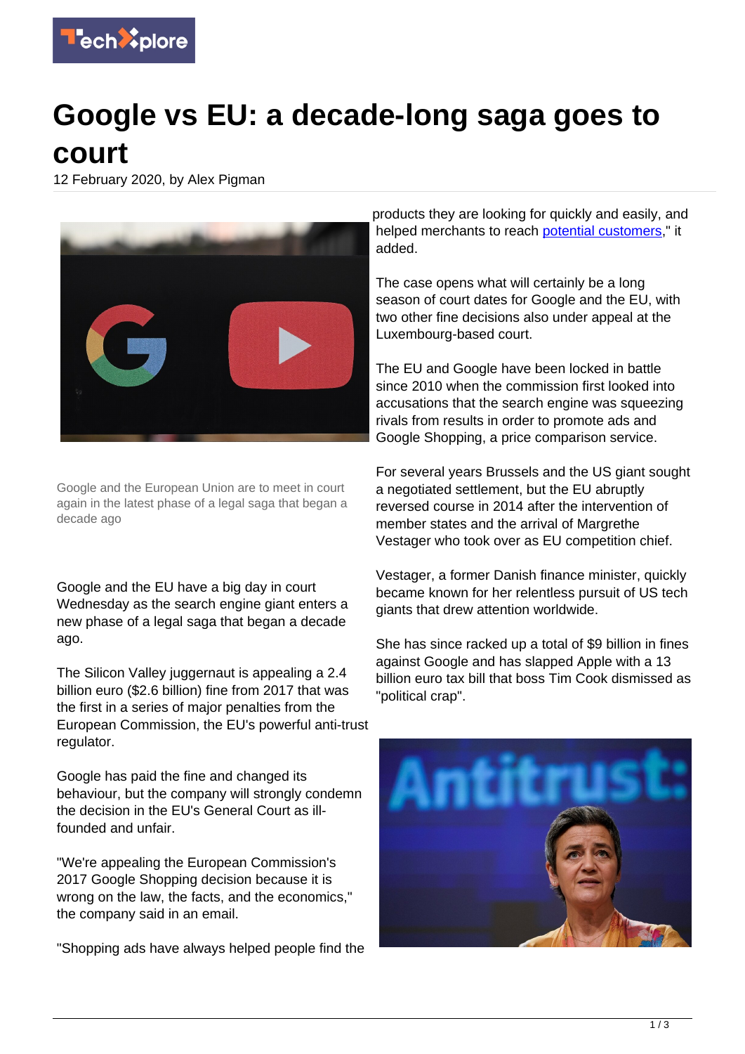# Google vs EU: a decade-long saga goes to court

12 February 2020, by Alex Pigman

Google and the European Union are to meet in court again in the latest phase of a legal saga that began a decade ago

Google and the EU have a big day in court Wednesday as the search engine giant enters a new phase of a legal saga that began a decade ago.

The Silicon Valley juggernaut is appealing a 2.4 billion euro ($2.6 billion) fine from 2017 that was the first in a series of major penalties from the European Commission, the EU's powerful anti-trust regulator.

Google has paid the fine and changed its behaviour, but the company will strongly condemn the decision in the EU's General Court as ill-founded and unfair.

"We're appealing the European Commission's 2017 Google Shopping decision because it is wrong on the law, the facts, and the economics," the company said in an email.

"Shopping ads have always helped people find the products they are looking for quickly and easily, and helped merchants to reach potential customers," it added.

The case opens what will certainly be a long season of court dates for Google and the EU, with two other fine decisions also under appeal at the Luxembourg-based court.

The EU and Google have been locked in battle since 2010 when the commission first looked into accusations that the search engine was squeezing rivals from results in order to promote ads and Google Shopping, a price comparison service.

For several years Brussels and the US giant sought a negotiated settlement, but the EU abruptly reversed course in 2014 after the intervention of member states and the arrival of Margrethe Vestager who took over as EU competition chief.

Vestager, a former Danish finance minister, quickly became known for her relentless pursuit of US tech giants that drew attention worldwide.

She has since racked up a total of $9 billion in fines against Google and has slapped Apple with a 13 billion euro tax bill that boss Tim Cook dismissed as "political crap".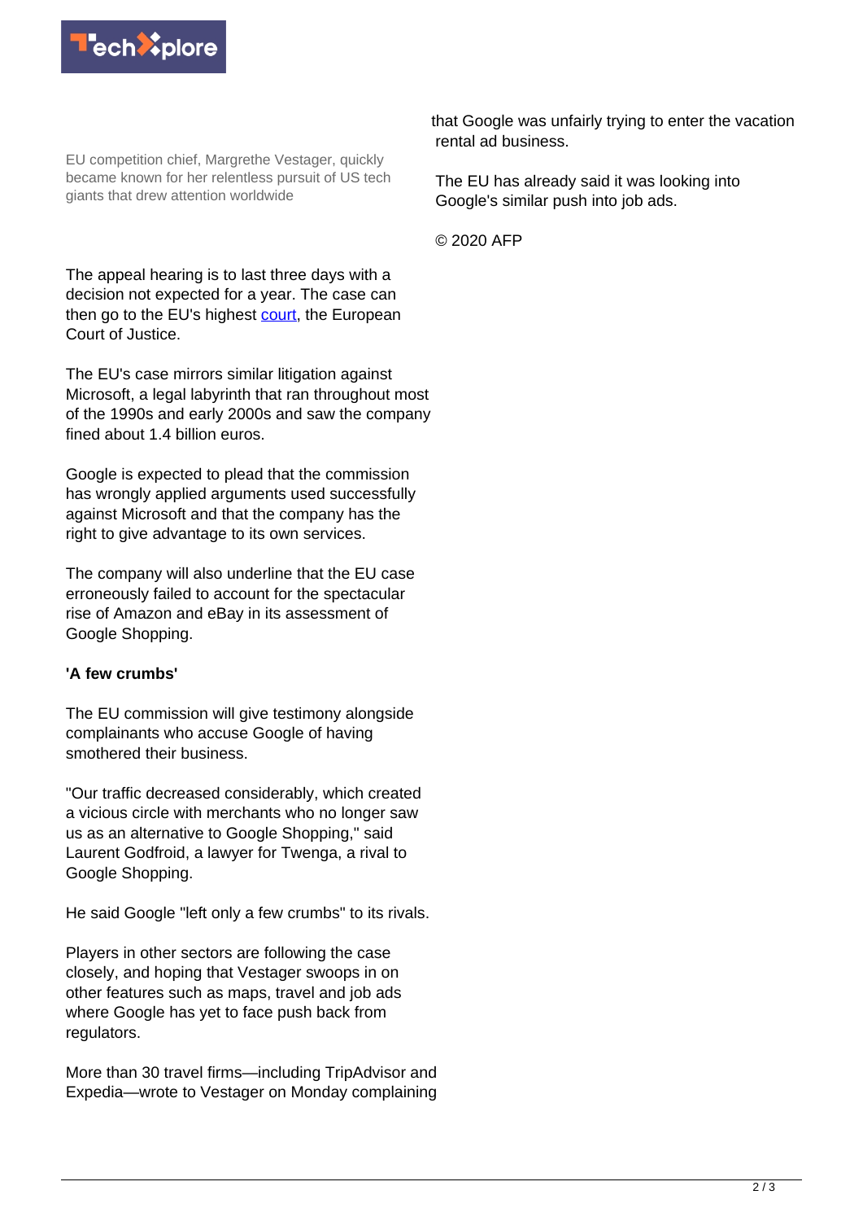EU competition chief, Margrethe Vestager, quickly became known for her relentless pursuit of US tech giants that drew attention worldwide

The appeal hearing is to last three days with a decision not expected for a year. The case can then go to the EU's highest court, the European Court of Justice.

The EU's case mirrors similar litigation against Microsoft, a legal labyrinth that ran throughout most of the 1990s and early 2000s and saw the company fined about 1.4 billion euros.

Google is expected to plead that the commission has wrongly applied arguments used successfully against Microsoft and that the company has the right to give advantage to its own services.

The company will also underline that the EU case erroneously failed to account for the spectacular rise of Amazon and eBay in its assessment of Google Shopping.

**'A few crumbs'**

The EU commission will give testimony alongside complainants who accuse Google of having smothered their business.

"Our traffic decreased considerably, which created a vicious circle with merchants who no longer saw us as an alternative to Google Shopping," said Laurent Godfroid, a lawyer for Twenga, a rival to Google Shopping.

He said Google "left only a few crumbs" to its rivals.

Players in other sectors are following the case closely, and hoping that Vestager swoops in on other features such as maps, travel and job ads where Google has yet to face push back from regulators.

More than 30 travel firms—including TripAdvisor and Expedia—wrote to Vestager on Monday complaining that Google was unfairly trying to enter the vacation rental ad business.

The EU has already said it was looking into Google's similar push into job ads.

© 2020 AFP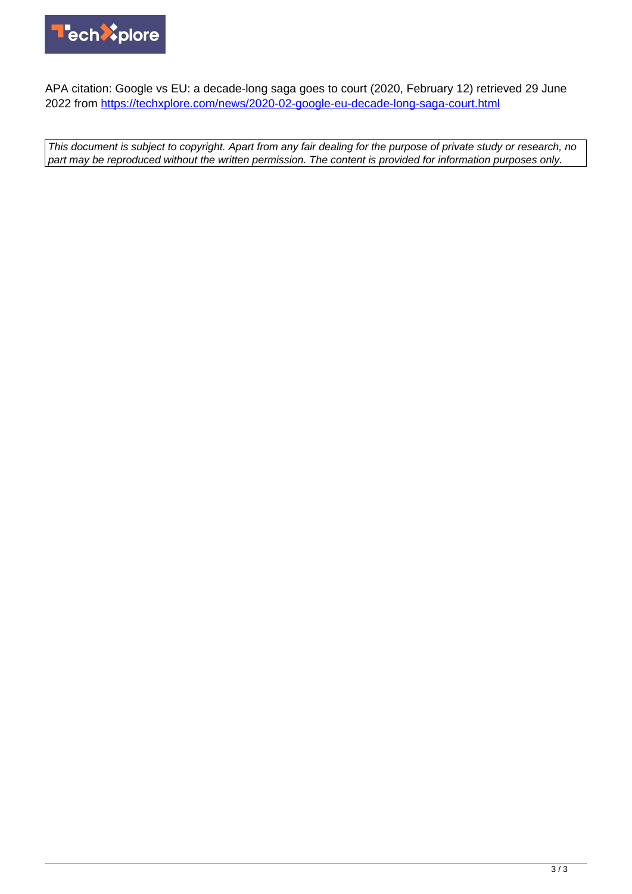APA citation: Google vs EU: a decade-long saga goes to court (2020, February 12) retrieved 29 June 2022 from https://techxplore.com/news/2020-02-google-eu-decade-long-saga-court.html

*This document is subject to copyright. Apart from any fair dealing for the purpose of private study or research, no part may be reproduced without the written permission. The content is provided for information purposes only.*